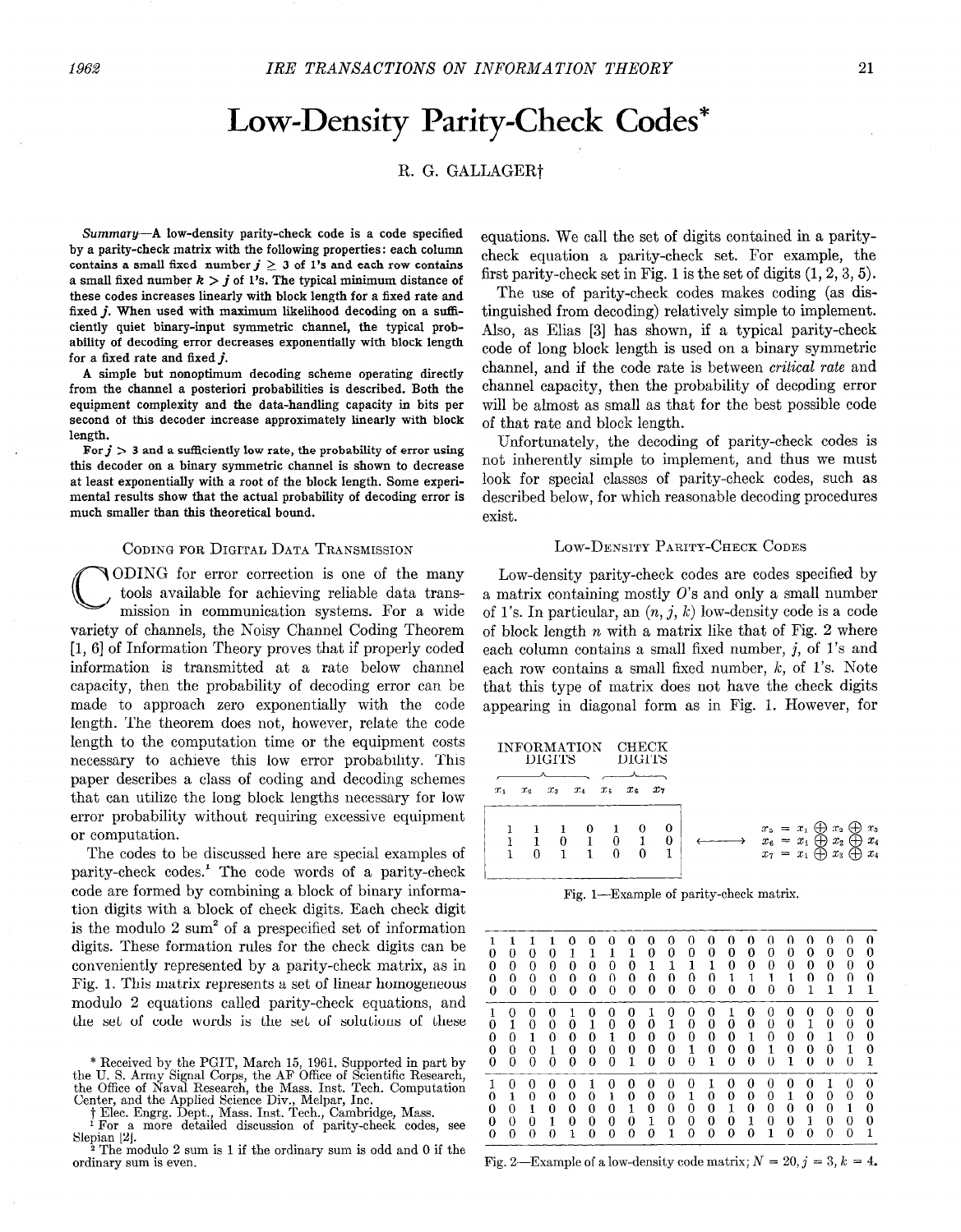# Low-Density Parity-Check Codes*

R. G. GALLAGER†

***Summary*—A low-density parity-check code is a code specified by a parity-check matrix with the following properties: each column contains a small fixed number $j \geq 3$ of 1's and each row contains a small fixed number $k > j$ of 1's. The typical minimum distance of these codes increases linearly with block length for a fixed rate and fixed $j$. When used with maximum likelihood decoding on a sufficiently quiet binary-input symmetric channel, the typical probability of decoding error decreases exponentially with block length for a fixed rate and fixed $j$.**

**A simple but nonoptimum decoding scheme operating directly from the channel a posteriori probabilities is described. Both the equipment complexity and the data-handling capacity in bits per second of this decoder increase approximately linearly with block length.**

**For $j > 3$ and a sufficiently low rate, the probability of error using this decoder on a binary symmetric channel is shown to decrease at least exponentially with a root of the block length. Some experimental results show that the actual probability of decoding error is much smaller than this theoretical bound.**

## Coding for Digital Data Transmission

Coding for error correction is one of the many tools available for achieving reliable data transmission in communication systems. For a wide variety of channels, the Noisy Channel Coding Theorem [1, 6] of Information Theory proves that if properly coded information is transmitted at a rate below channel capacity, then the probability of decoding error can be made to approach zero exponentially with the code length. The theorem does not, however, relate the code length to the computation time or the equipment costs necessary to achieve this low error probability. This paper describes a class of coding and decoding schemes that can utilize the long block lengths necessary for low error probability without requiring excessive equipment or computation.

The codes to be discussed here are special examples of parity-check codes.[1] The code words of a parity-check code are formed by combining a block of binary information digits with a block of check digits. Each check digit is the modulo 2 sum[2] of a prespecified set of information digits. These formation rules for the check digits can be conveniently represented by a parity-check matrix, as in Fig. 1. This matrix represents a set of linear homogeneous modulo 2 equations called parity-check equations, and the set of code words is the set of solutions of these equations. We call the set of digits contained in a parity-check equation a parity-check set. For example, the first parity-check set in Fig. 1 is the set of digits (1, 2, 3, 5).

The use of parity-check codes makes coding (as distinguished from decoding) relatively simple to implement. Also, as Elias [3] has shown, if a typical parity-check code of long block length is used on a binary symmetric channel, and if the code rate is between *critical rate* and channel capacity, then the probability of decoding error will be almost as small as that for the best possible code of that rate and block length.

Unfortunately, the decoding of parity-check codes is not inherently simple to implement, and thus we must look for special classes of parity-check codes, such as described below, for which reasonable decoding procedures exist.

## Low-Density Parity-Check Codes

Low-density parity-check codes are codes specified by a matrix containing mostly 0's and only a small number of 1's. In particular, an $(n, j, k)$ low-density code is a code of block length $n$ with a matrix like that of Fig. 2 where each column contains a small fixed number, $j$, of 1's and each row contains a small fixed number, $k$, of 1's. Note that this type of matrix does not have the check digits appearing in diagonal form as in Fig. 1. However, for

| INFORMATION DIGITS | | | | CHECK DIGITS | | |
|---|---|---|---|---|---|---|
| $x_1$ | $x_2$ | $x_3$ | $x_4$ | $x_5$ | $x_6$ | $x_7$ |
| 1 | 1 | 1 | 0 | 1 | 0 | 0 |
| 1 | 1 | 0 | 1 | 0 | 1 | 0 |
| 1 | 0 | 1 | 1 | 0 | 0 | 1 |

$$\longleftrightarrow \quad \begin{aligned} x_5 &= x_1 \oplus x_2 \oplus x_3 \\ x_6 &= x_1 \oplus x_2 \oplus x_4 \\ x_7 &= x_1 \oplus x_3 \oplus x_4 \end{aligned}$$

Fig. 1—Example of parity-check matrix.

```
1 1 1 1 0 0 0 0 0 0 0 0 0 0 0 0 0 0 0 0
0 0 0 0 1 1 1 1 0 0 0 0 0 0 0 0 0 0 0 0
0 0 0 0 0 0 0 0 1 1 1 1 0 0 0 0 0 0 0 0
0 0 0 0 0 0 0 0 0 0 0 0 1 1 1 1 0 0 0 0
0 0 0 0 0 0 0 0 0 0 0 0 0 0 0 0 1 1 1 1

1 0 0 0 1 0 0 0 1 0 0 0 1 0 0 0 0 0 0 0
0 1 0 0 0 1 0 0 0 1 0 0 0 0 0 0 1 0 0 0
0 0 1 0 0 0 1 0 0 0 0 0 0 1 0 0 0 1 0 0
0 0 0 1 0 0 0 0 0 0 1 0 0 0 1 0 0 0 1 0
0 0 0 0 0 0 0 1 0 0 0 1 0 0 0 1 0 0 0 1

1 0 0 0 0 1 0 0 0 0 0 1 0 0 0 0 0 1 0 0
0 1 0 0 0 0 1 0 0 0 1 0 0 0 0 1 0 0 0 0
0 0 1 0 0 0 0 1 0 0 0 0 1 0 0 0 0 0 1 0
0 0 0 1 0 0 0 0 1 0 0 0 0 1 0 0 1 0 0 0
0 0 0 0 1 0 0 0 0 1 0 0 0 0 1 0 0 0 0 1
```

Fig. 2—Example of a low-density code matrix; $N = 20$, $j = 3$, $k = 4$.

---

\* Received by the PGIT, March 15, 1961. Supported in part by the U. S. Army Signal Corps, the AF Office of Scientific Research, the Office of Naval Research, the Mass. Inst. Tech. Computation Center, and the Applied Science Div., Melpar, Inc.

† Elec. Engrg. Dept., Mass. Inst. Tech., Cambridge, Mass.

[1] For a more detailed discussion of parity-check codes, see Slepian [2].

[2] The modulo 2 sum is 1 if the ordinary sum is odd and 0 if the ordinary sum is even.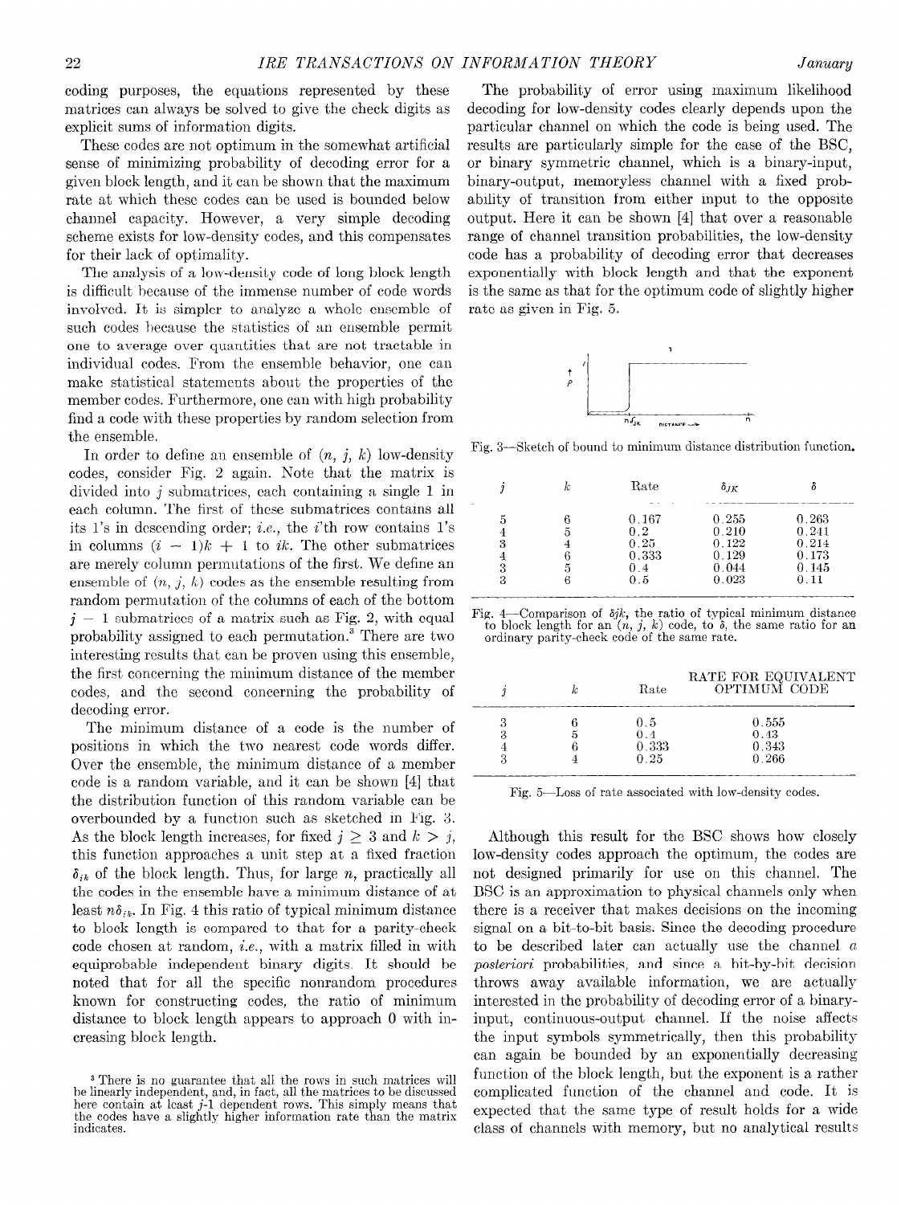coding purposes, the equations represented by these matrices can always be solved to give the check digits as explicit sums of information digits.

These codes are not optimum in the somewhat artificial sense of minimizing probability of decoding error for a given block length, and it can be shown that the maximum rate at which these codes can be used is bounded below channel capacity. However, a very simple decoding scheme exists for low-density codes, and this compensates for their lack of optimality.

The analysis of a low-density code of long block length is difficult because of the immense number of code words involved. It is simpler to analyze a whole ensemble of such codes because the statistics of an ensemble permit one to average over quantities that are not tractable in individual codes. From the ensemble behavior, one can make statistical statements about the properties of the member codes. Furthermore, one can with high probability find a code with these properties by random selection from the ensemble.

In order to define an ensemble of $(n, j, k)$ low-density codes, consider Fig. 2 again. Note that the matrix is divided into $j$ submatrices, each containing a single 1 in each column. The first of these submatrices contains all its 1's in descending order; *i.e.*, the $i$'th row contains 1's in columns $(i - 1)k + 1$ to $ik$. The other submatrices are merely column permutations of the first. We define an ensemble of $(n, j, k)$ codes as the ensemble resulting from random permutation of the columns of each of the bottom $j - 1$ submatrices of a matrix such as Fig. 2, with equal probability assigned to each permutation.[3] There are two interesting results that can be proven using this ensemble, the first concerning the minimum distance of the member codes, and the second concerning the probability of decoding error.

The minimum distance of a code is the number of positions in which the two nearest code words differ. Over the ensemble, the minimum distance of a member code is a random variable, and it can be shown [4] that the distribution function of this random variable can be overbounded by a function such as sketched in Fig. 3. As the block length increases, for fixed $j \geq 3$ and $k > j$, this function approaches a unit step at a fixed fraction $\delta_{jk}$ of the block length. Thus, for large $n$, practically all the codes in the ensemble have a minimum distance of at least $n\delta_{jk}$. In Fig. 4 this ratio of typical minimum distance to block length is compared to that for a parity-check code chosen at random, *i.e.*, with a matrix filled in with equiprobable independent binary digits. It should be noted that for all the specific nonrandom procedures known for constructing codes, the ratio of minimum distance to block length appears to approach 0 with increasing block length.

[3] There is no guarantee that all the rows in such matrices will be linearly independent, and, in fact, all the matrices to be discussed here contain at least $j$-1 dependent rows. This simply means that the codes have a slightly higher information rate than the matrix indicates.

The probability of error using maximum likelihood decoding for low-density codes clearly depends upon the particular channel on which the code is being used. The results are particularly simple for the case of the BSC, or binary symmetric channel, which is a binary-input, binary-output, memoryless channel with a fixed probability of transition from either input to the opposite output. Here it can be shown [4] that over a reasonable range of channel transition probabilities, the low-density code has a probability of decoding error that decreases exponentially with block length and that the exponent is the same as that for the optimum code of slightly higher rate as given in Fig. 5.

Fig. 3—Sketch of bound to minimum distance distribution function.

| $j$ | $k$ | Rate | $\delta_{JK}$ | $\delta$ |
|---|---|---|---|---|
| 5 | 6 | 0.167 | 0.255 | 0.263 |
| 4 | 5 | 0.2 | 0.210 | 0.241 |
| 3 | 4 | 0.25 | 0.122 | 0.214 |
| 4 | 6 | 0.333 | 0.129 | 0.173 |
| 3 | 5 | 0.4 | 0.044 | 0.145 |
| 3 | 6 | 0.5 | 0.023 | 0.11 |

Fig. 4—Comparison of $\delta jk$, the ratio of typical minimum distance to block length for an $(n, j, k)$ code, to $\delta$, the same ratio for an ordinary parity-check code of the same rate.

| $j$ | $k$ | Rate | RATE FOR EQUIVALENT OPTIMUM CODE |
|---|---|---|---|
| 3 | 6 | 0.5 | 0.555 |
| 3 | 5 | 0.4 | 0.43 |
| 4 | 6 | 0.333 | 0.343 |
| 3 | 4 | 0.25 | 0.266 |

Fig. 5—Loss of rate associated with low-density codes.

Although this result for the BSC shows how closely low-density codes approach the optimum, the codes are not designed primarily for use on this channel. The BSC is an approximation to physical channels only when there is a receiver that makes decisions on the incoming signal on a bit-to-bit basis. Since the decoding procedure to be described later can actually use the channel *a posteriori* probabilities, and since a bit-by-bit decision throws away available information, we are actually interested in the probability of decoding error of a binary-input, continuous-output channel. If the noise affects the input symbols symmetrically, then this probability can again be bounded by an exponentially decreasing function of the block length, but the exponent is a rather complicated function of the channel and code. It is expected that the same type of result holds for a wide class of channels with memory, but no analytical results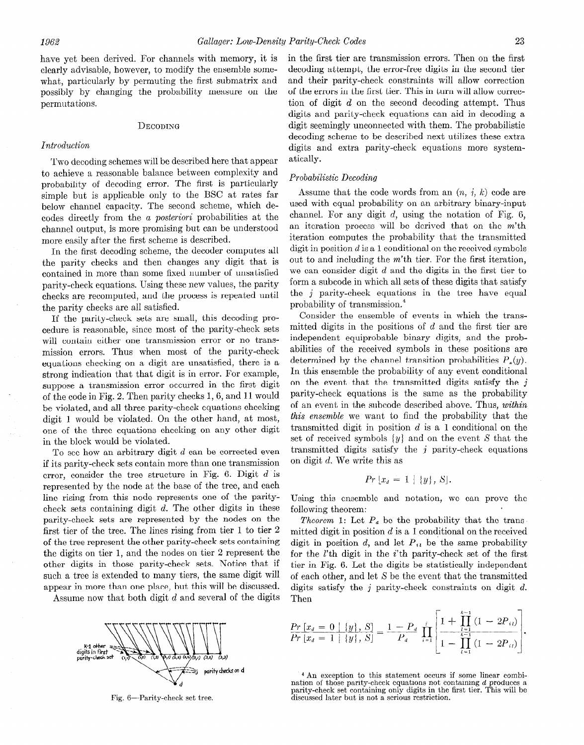have yet been derived. For channels with memory, it is clearly advisable, however, to modify the ensemble somewhat, particularly by permuting the first submatrix and possibly by changing the probability measure on the permutations.

## DECODING

### Introduction

Two decoding schemes will be described here that appear to achieve a reasonable balance between complexity and probability of decoding error. The first is particularly simple but is applicable only to the BSC at rates far below channel capacity. The second scheme, which decodes directly from the *a posteriori* probabilities at the channel output, is more promising but can be understood more easily after the first scheme is described.

In the first decoding scheme, the decoder computes all the parity checks and then changes any digit that is contained in more than some fixed number of unsatisfied parity-check equations. Using these new values, the parity checks are recomputed, and the process is repeated until the parity checks are all satisfied.

If the parity-check sets are small, this decoding procedure is reasonable, since most of the parity-check sets will contain either one transmission error or no transmission errors. Thus when most of the parity-check equations checking on a digit are unsatisfied, there is a strong indication that that digit is in error. For example, suppose a transmission error occurred in the first digit of the code in Fig. 2. Then parity checks 1, 6, and 11 would be violated, and all three parity-check equations checking digit 1 would be violated. On the other hand, at most, one of the three equations checking on any other digit in the block would be violated.

To see how an arbitrary digit $d$ can be corrected even if its parity-check sets contain more than one transmission error, consider the tree structure in Fig. 6. Digit $d$ is represented by the node at the base of the tree, and each line rising from this node represents one of the parity-check sets containing digit $d$. The other digits in these parity-check sets are represented by the nodes on the first tier of the tree. The lines rising from tier 1 to tier 2 of the tree represent the other parity-check sets containing the digits on tier 1, and the nodes on tier 2 represent the other digits in those parity-check sets. Notice that if such a tree is extended to many tiers, the same digit will appear in more than one place, but this will be discussed.

Assume now that both digit $d$ and several of the digits in the first tier are transmission errors. Then on the first decoding attempt, the error-free digits in the second tier and their parity-check constraints will allow correction of the errors in the first tier. This in turn will allow correction of digit $d$ on the second decoding attempt. Thus digits and parity-check equations can aid in decoding a digit seemingly unconnected with them. The probabilistic decoding scheme to be described next utilizes these extra digits and extra parity-check equations more systematically.

k-1 other digits in first parity-check set

(1,1) (1,2) (1,3) (2,1) (2,2) (2,3) (3,1) (3,2) (3,3)

j parity checks on d

d

Fig. 6—Parity-check set tree.

### Probabilistic Decoding

Assume that the code words from an $(n, j, k)$ code are used with equal probability on an arbitrary binary-input channel. For any digit $d$, using the notation of Fig. 6, an iteration process will be derived that on the $m$'th iteration computes the probability that the transmitted digit in position $d$ is a 1 conditional on the received symbols out to and including the $m$'th tier. For the first iteration, we can consider digit $d$ and the digits in the first tier to form a subcode in which all sets of these digits that satisfy the $j$ parity-check equations in the tree have equal probability of transmission.[4]

Consider the ensemble of events in which the transmitted digits in the positions of $d$ and the first tier are independent equiprobable binary digits, and the probabilities of the received symbols in these positions are determined by the channel transition probabilities $P_x(y)$. In this ensemble the probability of any event conditional on the event that the transmitted digits satisfy the $j$ parity-check equations is the same as the probability of an event in the subcode described above. Thus, *within this ensemble* we want to find the probability that the transmitted digit in position $d$ is a 1 conditional on the set of received symbols $\{y\}$ and on the event $S$ that the transmitted digits satisfy the $j$ parity-check equations on digit $d$. We write this as

$$Pr\,[x_d = 1 \mid \{y\}, S].$$

Using this ensemble and notation, we can prove the following theorem:

*Theorem 1:* Let $P_d$ be the probability that the transmitted digit in position $d$ is a 1 conditional on the received digit in position $d$, and let $P_{il}$ be the same probability for the $l$'th digit in the $i$'th parity-check set of the first tier in Fig. 6. Let the digits be statistically independent of each other, and let $S$ be the event that the transmitted digits satisfy the $j$ parity-check constraints on digit $d$. Then

$$\frac{Pr\,[x_d = 0 \mid \{y\}, S]}{Pr\,[x_d = 1 \mid \{y\}, S]} = \frac{1 - P_d}{P_d} \prod_{i=1}^{j} \left[ \frac{1 + \prod_{l=1}^{k-1} (1 - 2P_{il})}{1 - \prod_{l=1}^{k-1} (1 - 2P_{il})} \right].$$

[4] An exception to this statement occurs if some linear combination of those parity-check equations not containing $d$ produces a parity-check set containing only digits in the first tier. This will be discussed later but is not a serious restriction.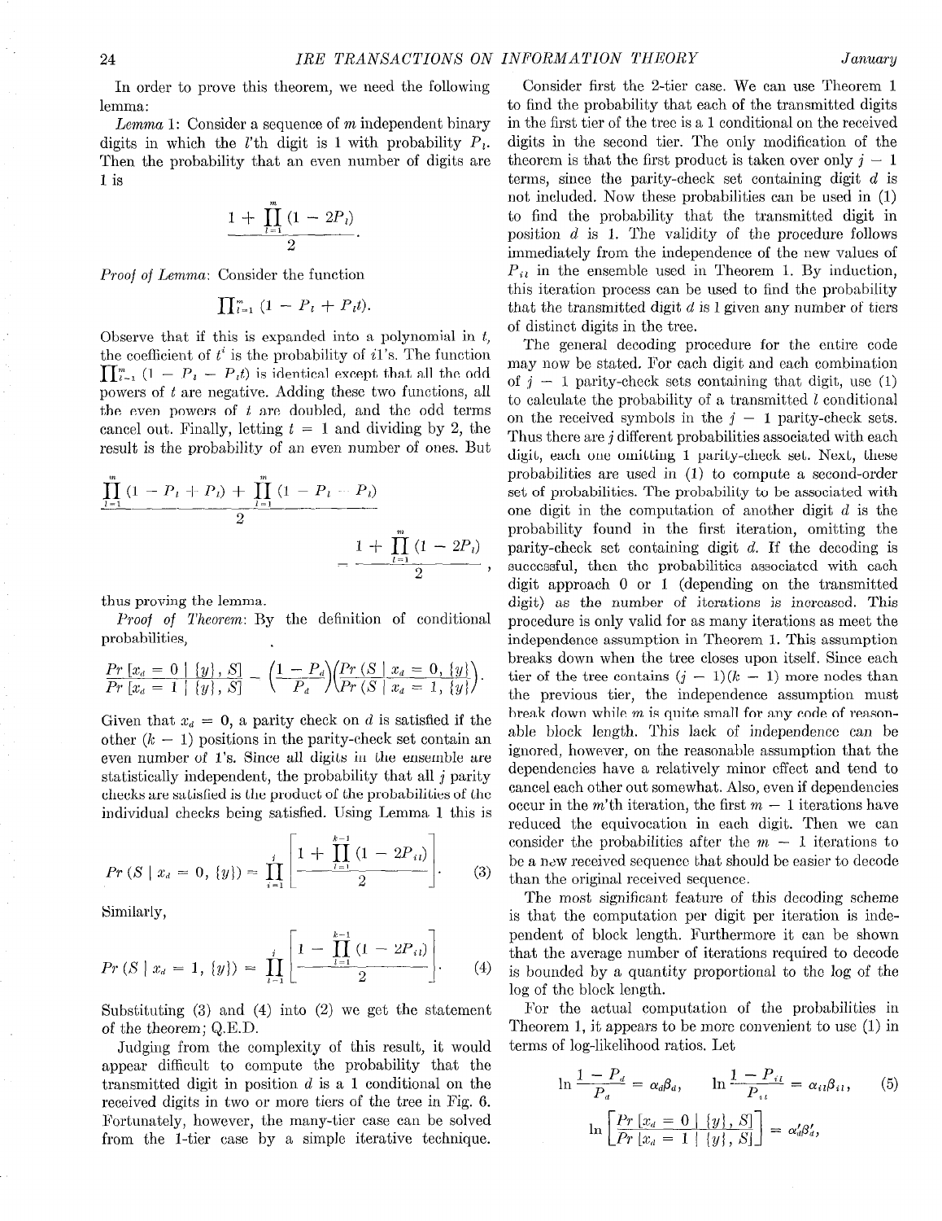In order to prove this theorem, we need the following lemma:

*Lemma* 1: Consider a sequence of $m$ independent binary digits in which the $l$'th digit is 1 with probability $P_l$. Then the probability that an even number of digits are 1 is

$$\frac{1 + \prod_{l=1}^{m} (1 - 2P_l)}{2}.$$

*Proof of Lemma*: Consider the function

$$\prod_{l=1}^{m} (1 - P_l + P_l t).$$

Observe that if this is expanded into a polynomial in $t$, the coefficient of $t^i$ is the probability of $i$1's. The function $\prod_{l=1}^{m} (1 - P_l - P_l t)$ is identical except that all the odd powers of $t$ are negative. Adding these two functions, all the even powers of $t$ are doubled, and the odd terms cancel out. Finally, letting $t = 1$ and dividing by 2, the result is the probability of an even number of ones. But

$$\frac{\prod_{l=1}^{m} (1 - P_l + P_l) + \prod_{l=1}^{m} (1 - P_l - P_l)}{2} = \frac{1 + \prod_{l=1}^{m} (1 - 2P_l)}{2},$$

thus proving the lemma.

*Proof of Theorem*: By the definition of conditional probabilities,

$$\frac{Pr\,[x_d = 0 \mid \{y\}, S]}{Pr\,[x_d = 1 \mid \{y\}, S]} = \left(\frac{1 - P_d}{P_d}\right)\left(\frac{Pr\,(S \mid x_d = 0, \{y\})}{Pr\,(S \mid x_d = 1, \{y\})}\right).$$

Given that $x_d = 0$, a parity check on $d$ is satisfied if the other $(k - 1)$ positions in the parity-check set contain an even number of 1's. Since all digits in the ensemble are statistically independent, the probability that all $j$ parity checks are satisfied is the product of the probabilities of the individual checks being satisfied. Using Lemma 1 this is

$$Pr\,(S \mid x_d = 0, \{y\}) = \prod_{i=1}^{j} \left[\frac{1 + \prod_{l=1}^{k-1} (1 - 2P_{il})}{2}\right]. \quad (3)$$

Similarly,

$$Pr\,(S \mid x_d = 1, \{y\}) = \prod_{i=1}^{j} \left[\frac{1 - \prod_{l=1}^{k-1} (1 - 2P_{il})}{2}\right]. \quad (4)$$

Substituting (3) and (4) into (2) we get the statement of the theorem; Q.E.D.

Judging from the complexity of this result, it would appear difficult to compute the probability that the transmitted digit in position $d$ is a 1 conditional on the received digits in two or more tiers of the tree in Fig. 6. Fortunately, however, the many-tier case can be solved from the 1-tier case by a simple iterative technique.

Consider first the 2-tier case. We can use Theorem 1 to find the probability that each of the transmitted digits in the first tier of the tree is a 1 conditional on the received digits in the second tier. The only modification of the theorem is that the first product is taken over only $j - 1$ terms, since the parity-check set containing digit $d$ is not included. Now these probabilities can be used in (1) to find the probability that the transmitted digit in position $d$ is 1. The validity of the procedure follows immediately from the independence of the new values of $P_{il}$ in the ensemble used in Theorem 1. By induction, this iteration process can be used to find the probability that the transmitted digit $d$ is 1 given any number of tiers of distinct digits in the tree.

The general decoding procedure for the entire code may now be stated. For each digit and each combination of $j - 1$ parity-check sets containing that digit, use (1) to calculate the probability of a transmitted 1 conditional on the received symbols in the $j - 1$ parity-check sets. Thus there are $j$ different probabilities associated with each digit, each one omitting 1 parity-check set. Next, these probabilities are used in (1) to compute a second-order set of probabilities. The probability to be associated with one digit in the computation of another digit $d$ is the probability found in the first iteration, omitting the parity-check set containing digit $d$. If the decoding is successful, then the probabilities associated with each digit approach 0 or 1 (depending on the transmitted digit) as the number of iterations is increased. This procedure is only valid for as many iterations as meet the independence assumption in Theorem 1. This assumption breaks down when the tree closes upon itself. Since each tier of the tree contains $(j - 1)(k - 1)$ more nodes than the previous tier, the independence assumption must break down while $m$ is quite small for any code of reasonable block length. This lack of independence can be ignored, however, on the reasonable assumption that the dependencies have a relatively minor effect and tend to cancel each other out somewhat. Also, even if dependencies occur in the $m$'th iteration, the first $m - 1$ iterations have reduced the equivocation in each digit. Then we can consider the probabilities after the $m - 1$ iterations to be a new received sequence that should be easier to decode than the original received sequence.

The most significant feature of this decoding scheme is that the computation per digit per iteration is independent of block length. Furthermore it can be shown that the average number of iterations required to decode is bounded by a quantity proportional to the log of the log of the block length.

For the actual computation of the probabilities in Theorem 1, it appears to be more convenient to use (1) in terms of log-likelihood ratios. Let

$$\ln \frac{1 - P_d}{P_d} = \alpha_d \beta_d, \qquad \ln \frac{1 - P_{il}}{P_{il}} = \alpha_{il} \beta_{il}, \quad (5)$$

$$\ln \left[\frac{Pr\,[x_d = 0 \mid \{y\}, S]}{Pr\,[x_d = 1 \mid \{y\}, S]}\right] = \alpha_d' \beta_d',$$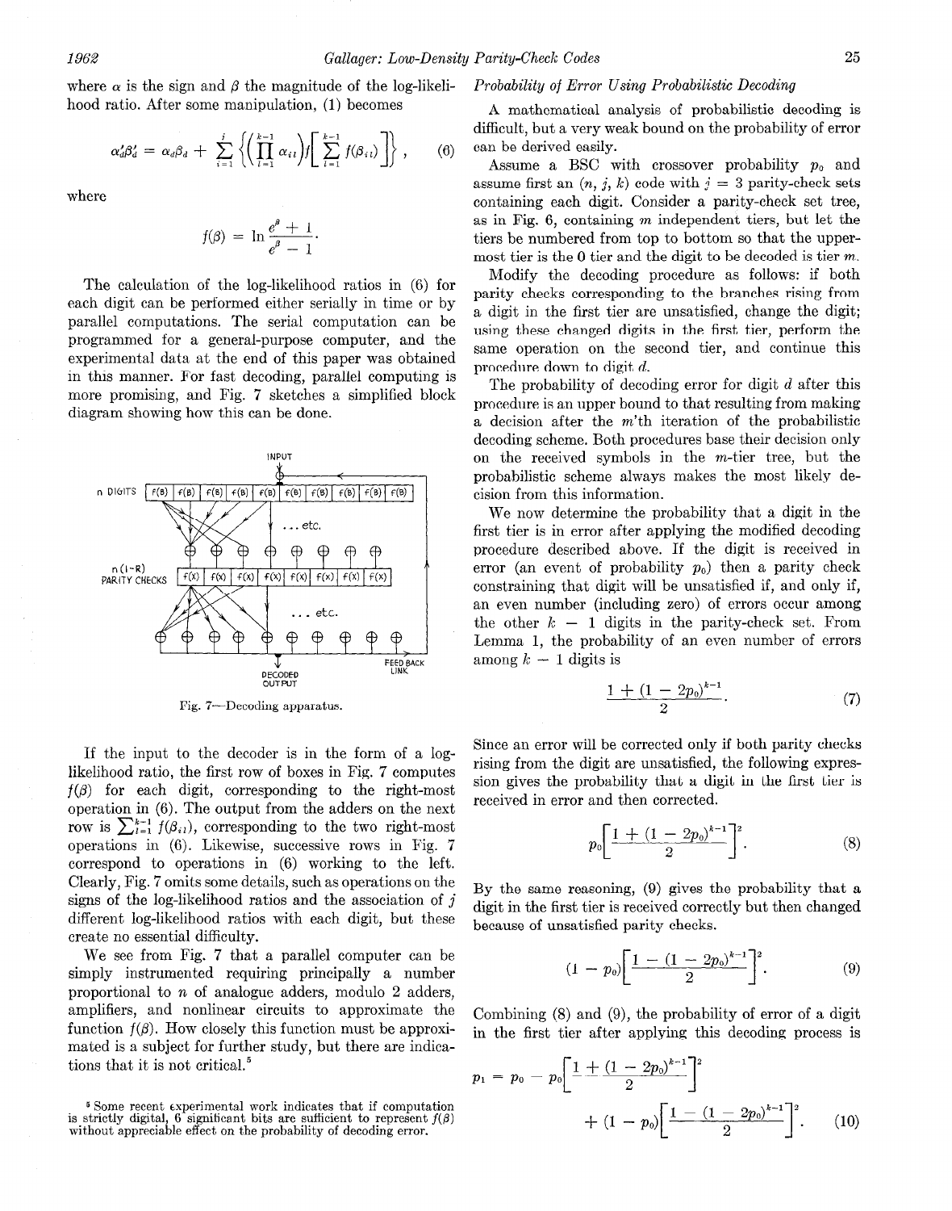where $\alpha$ is the sign and $\beta$ the magnitude of the log-likelihood ratio. After some manipulation, (1) becomes

$$\alpha_d'\beta_d' = \alpha_d\beta_d + \sum_{i=1}^{j}\left\{\left(\prod_{l=1}^{k-1}\alpha_{il}\right)f\left[\sum_{l=1}^{k-1}f(\beta_{il})\right]\right\}, \tag{6}$$

where

$$f(\beta) = \ln\frac{e^\beta + 1}{e^\beta - 1}.$$

The calculation of the log-likelihood ratios in (6) for each digit can be performed either serially in time or by parallel computations. The serial computation can be programmed for a general-purpose computer, and the experimental data at the end of this paper was obtained in this manner. For fast decoding, parallel computing is more promising, and Fig. 7 sketches a simplified block diagram showing how this can be done.

Fig. 7—Decoding apparatus.

If the input to the decoder is in the form of a log-likelihood ratio, the first row of boxes in Fig. 7 computes $f(\beta)$ for each digit, corresponding to the right-most operation in (6). The output from the adders on the next row is $\sum_{l=1}^{k-1} f(\beta_{il})$, corresponding to the two right-most operations in (6). Likewise, successive rows in Fig. 7 correspond to operations in (6) working to the left. Clearly, Fig. 7 omits some details, such as operations on the signs of the log-likelihood ratios and the association of $j$ different log-likelihood ratios with each digit, but these create no essential difficulty.

We see from Fig. 7 that a parallel computer can be simply instrumented requiring principally a number proportional to $n$ of analogue adders, modulo 2 adders, amplifiers, and nonlinear circuits to approximate the function $f(\beta)$. How closely this function must be approximated is a subject for further study, but there are indications that it is not critical.[5]

[5] Some recent experimental work indicates that if computation is strictly digital, 6 significant bits are sufficient to represent $f(\beta)$ without appreciable effect on the probability of decoding error.

### *Probability of Error Using Probabilistic Decoding*

A mathematical analysis of probabilistic decoding is difficult, but a very weak bound on the probability of error can be derived easily.

Assume a BSC with crossover probability $p_0$ and assume first an $(n, j, k)$ code with $j = 3$ parity-check sets containing each digit. Consider a parity-check set tree, as in Fig. 6, containing $m$ independent tiers, but let the tiers be numbered from top to bottom so that the uppermost tier is the 0 tier and the digit to be decoded is tier $m$.

Modify the decoding procedure as follows: if both parity checks corresponding to the branches rising from a digit in the first tier are unsatisfied, change the digit; using these changed digits in the first tier, perform the same operation on the second tier, and continue this procedure down to digit $d$.

The probability of decoding error for digit $d$ after this procedure is an upper bound to that resulting from making a decision after the $m$'th iteration of the probabilistic decoding scheme. Both procedures base their decision only on the received symbols in the $m$-tier tree, but the probabilistic scheme always makes the most likely decision from this information.

We now determine the probability that a digit in the first tier is in error after applying the modified decoding procedure described above. If the digit is received in error (an event of probability $p_0$) then a parity check constraining that digit will be unsatisfied if, and only if, an even number (including zero) of errors occur among the other $k - 1$ digits in the parity-check set. From Lemma 1, the probability of an even number of errors among $k - 1$ digits is

$$\frac{1 + (1 - 2p_0)^{k-1}}{2}. \tag{7}$$

Since an error will be corrected only if both parity checks rising from the digit are unsatisfied, the following expression gives the probability that a digit in the first tier is received in error and then corrected.

$$p_0\left[\frac{1 + (1 - 2p_0)^{k-1}}{2}\right]^2. \tag{8}$$

By the same reasoning, (9) gives the probability that a digit in the first tier is received correctly but then changed because of unsatisfied parity checks.

$$(1 - p_0)\left[\frac{1 - (1 - 2p_0)^{k-1}}{2}\right]^2. \tag{9}$$

Combining (8) and (9), the probability of error of a digit in the first tier after applying this decoding process is

$$p_1 = p_0 - p_0\left[\frac{1 + (1 - 2p_0)^{k-1}}{2}\right]^2 + (1 - p_0)\left[\frac{1 - (1 - 2p_0)^{k-1}}{2}\right]^2. \tag{10}$$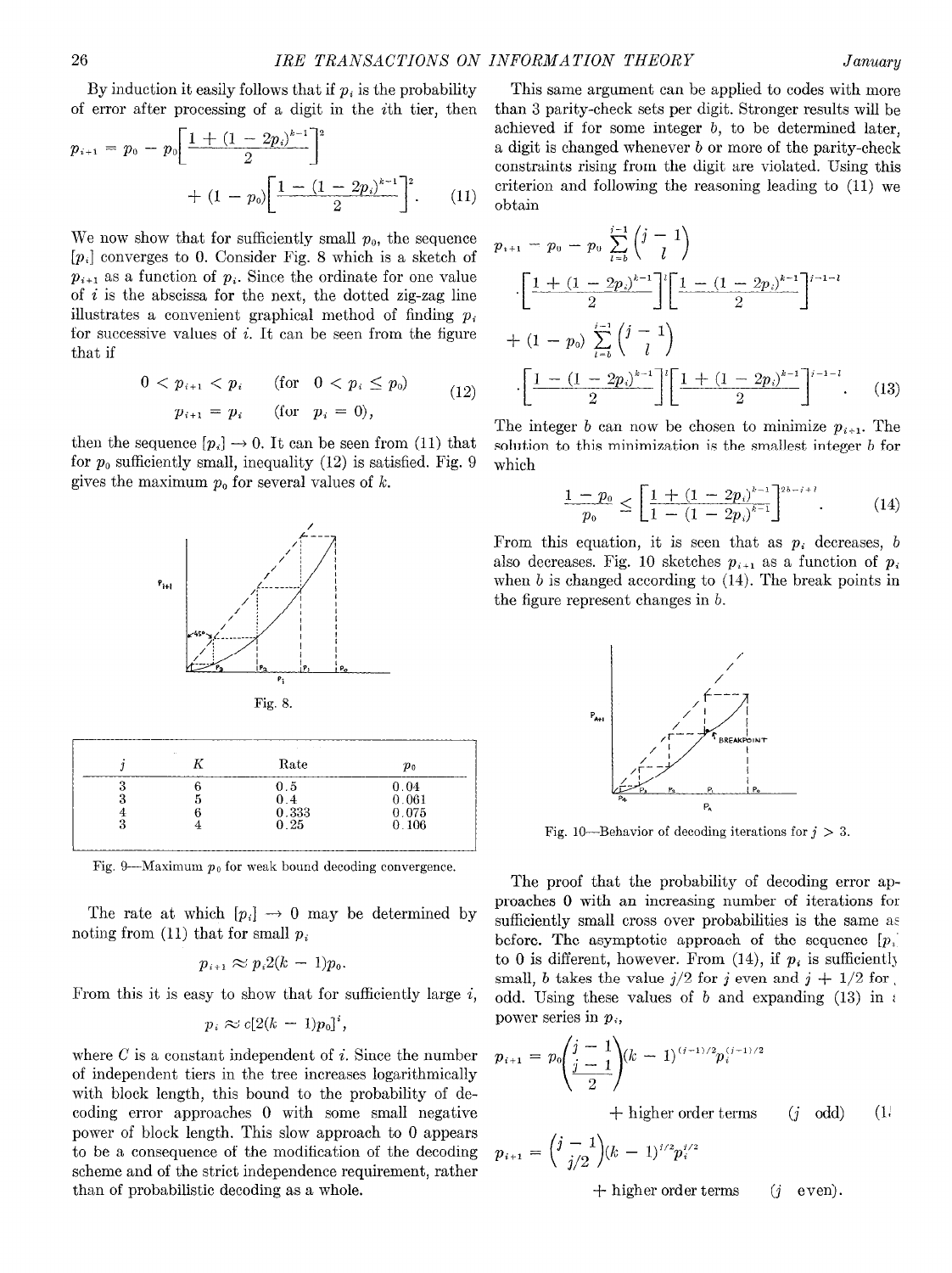By induction it easily follows that if $p_i$ is the probability of error after processing of a digit in the $i$th tier, then

$$p_{i+1} = p_0 - p_0\left[\frac{1 + (1 - 2p_i)^{k-1}}{2}\right]^2 + (1 - p_0)\left[\frac{1 - (1 - 2p_i)^{k-1}}{2}\right]^2. \quad (11)$$

We now show that for sufficiently small $p_0$, the sequence $[p_i]$ converges to 0. Consider Fig. 8 which is a sketch of $p_{i+1}$ as a function of $p_i$. Since the ordinate for one value of $i$ is the abscissa for the next, the dotted zig-zag line illustrates a convenient graphical method of finding $p_i$ for successive values of $i$. It can be seen from the figure that if

$$\begin{aligned} 0 < p_{i+1} < p_i \quad &(\text{for } 0 < p_i \leq p_0) \\ p_{i+1} = p_i \quad &(\text{for } p_i = 0), \end{aligned} \quad (12)$$

then the sequence $[p_i] \rightarrow 0$. It can be seen from (11) that for $p_0$ sufficiently small, inequality (12) is satisfied. Fig. 9 gives the maximum $p_0$ for several values of $k$.

Fig. 8.

| $j$ | $K$ | Rate | $p_0$ |
|---|---|---|---|
| 3 | 6 | 0.5 | 0.04 |
| 3 | 5 | 0.4 | 0.061 |
| 4 | 6 | 0.333 | 0.075 |
| 3 | 4 | 0.25 | 0.106 |

Fig. 9—Maximum $p_0$ for weak bound decoding convergence.

The rate at which $[p_i] \rightarrow 0$ may be determined by noting from (11) that for small $p_i$

$$p_{i+1} \approx p_i 2(k - 1)p_0.$$

From this it is easy to show that for sufficiently large $i$,

$$p_i \approx c[2(k - 1)p_0]^i,$$

where $C$ is a constant independent of $i$. Since the number of independent tiers in the tree increases logarithmically with block length, this bound to the probability of decoding error approaches 0 with some small negative power of block length. This slow approach to 0 appears to be a consequence of the modification of the decoding scheme and of the strict independence requirement, rather than of probabilistic decoding as a whole.

This same argument can be applied to codes with more than 3 parity-check sets per digit. Stronger results will be achieved if for some integer $b$, to be determined later, a digit is changed whenever $b$ or more of the parity-check constraints rising from the digit are violated. Using this criterion and following the reasoning leading to (11) we obtain

$$\begin{aligned} p_{i+1} = p_0 - p_0 \sum_{l=b}^{j-1} \binom{j-1}{l} &\left[\frac{1 + (1 - 2p_i)^{k-1}}{2}\right]^l \left[\frac{1 - (1 - 2p_i)^{k-1}}{2}\right]^{j-1-l} \\ + (1 - p_0) \sum_{l=b}^{j-1} \binom{j-1}{l} &\left[\frac{1 - (1 - 2p_i)^{k-1}}{2}\right]^l \left[\frac{1 + (1 - 2p_i)^{k-1}}{2}\right]^{j-1-l}. \end{aligned} \quad (13)$$

The integer $b$ can now be chosen to minimize $p_{i+1}$. The solution to this minimization is the smallest integer $b$ for which

$$\frac{1 - p_0}{p_0} \leq \left[\frac{1 + (1 - 2p_i)^{k-1}}{1 - (1 - 2p_i)^{k-1}}\right]^{2b-j+1}. \quad (14)$$

From this equation, it is seen that as $p_i$ decreases, $b$ also decreases. Fig. 10 sketches $p_{i+1}$ as a function of $p_i$ when $b$ is changed according to (14). The break points in the figure represent changes in $b$.

Fig. 10—Behavior of decoding iterations for $j > 3$.

The proof that the probability of decoding error approaches 0 with an increasing number of iterations for sufficiently small cross over probabilities is the same as before. The asymptotic approach of the sequence $[p_i]$ to 0 is different, however. From (14), if $p_i$ is sufficiently small, $b$ takes the value $j/2$ for $j$ even and $j + 1/2$ for $j$ odd. Using these values of $b$ and expanding (13) in a power series in $p_i$,

$$p_{i+1} = p_0\binom{j-1}{\frac{j-1}{2}}(k - 1)^{(j-1)/2}p_i^{(j-1)/2} + \text{higher order terms} \quad (j \text{ odd}) \quad (15)$$

$$p_{i+1} = \binom{j-1}{j/2}(k - 1)^{j/2}p_i^{j/2} + \text{higher order terms} \quad (j \text{ even}).$$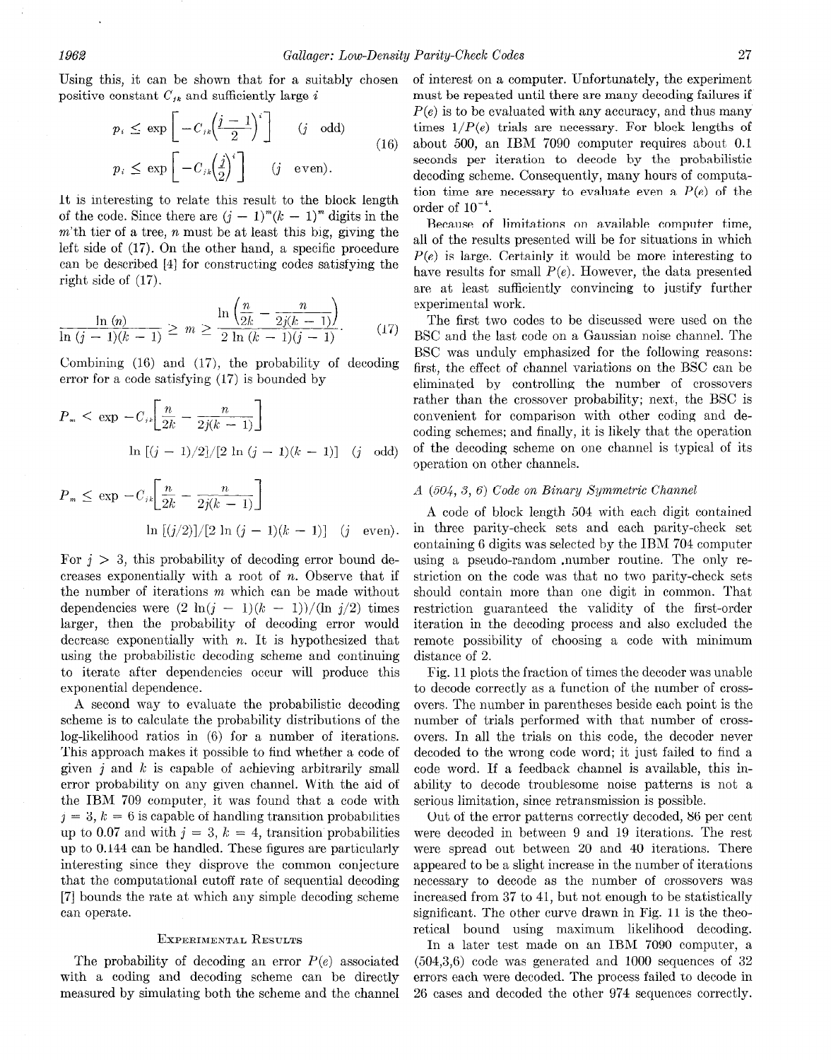Using this, it can be shown that for a suitably chosen positive constant $C_{jk}$ and sufficiently large $i$

$$p_i \leq \exp\left[-C_{jk}\left(\frac{j-1}{2}\right)^i\right] \quad (j \text{ odd})$$
$$p_i \leq \exp\left[-C_{jk}\left(\frac{j}{2}\right)^i\right] \quad (j \text{ even}). \tag{16}$$

It is interesting to relate this result to the block length of the code. Since there are $(j-1)^m(k-1)^m$ digits in the $m$'th tier of a tree, $n$ must be at least this big, giving the left side of (17). On the other hand, a specific procedure can be described [4] for constructing codes satisfying the right side of (17).

$$\frac{\ln(n)}{\ln(j-1)(k-1)} \geq m \geq \frac{\ln\left(\dfrac{n}{2k} - \dfrac{n}{2j(k-1)}\right)}{2\ln(k-1)(j-1)}. \tag{17}$$

Combining (16) and (17), the probability of decoding error for a code satisfying (17) is bounded by

$$P_m < \exp -C_{jk}\left[\frac{n}{2k} - \frac{n}{2j(k-1)}\right]^{\ln[(j-1)/2]/[2\ln(j-1)(k-1)]} \quad (j \text{ odd})$$

$$P_m \leq \exp -C_{jk}\left[\frac{n}{2k} - \frac{n}{2j(k-1)}\right]^{\ln[(j/2)]/[2\ln(j-1)(k-1)]} \quad (j \text{ even}).$$

For $j > 3$, this probability of decoding error bound decreases exponentially with a root of $n$. Observe that if the number of iterations $m$ which can be made without dependencies were $(2\ln(j-1)(k-1))/(\ln j/2)$ times larger, then the probability of decoding error would decrease exponentially with $n$. It is hypothesized that using the probabilistic decoding scheme and continuing to iterate after dependencies occur will produce this exponential dependence.

A second way to evaluate the probabilistic decoding scheme is to calculate the probability distributions of the log-likelihood ratios in (6) for a number of iterations. This approach makes it possible to find whether a code of given $j$ and $k$ is capable of achieving arbitrarily small error probability on any given channel. With the aid of the IBM 709 computer, it was found that a code with $j = 3$, $k = 6$ is capable of handling transition probabilities up to 0.07 and with $j = 3$, $k = 4$, transition probabilities up to 0.144 can be handled. These figures are particularly interesting since they disprove the common conjecture that the computational cutoff rate of sequential decoding [7] bounds the rate at which any simple decoding scheme can operate.

## Experimental Results

The probability of decoding an error $P(e)$ associated with a coding and decoding scheme can be directly measured by simulating both the scheme and the channel of interest on a computer. Unfortunately, the experiment must be repeated until there are many decoding failures if $P(e)$ is to be evaluated with any accuracy, and thus many times $1/P(e)$ trials are necessary. For block lengths of about 500, an IBM 7090 computer requires about 0.1 seconds per iteration to decode by the probabilistic decoding scheme. Consequently, many hours of computation time are necessary to evaluate even a $P(e)$ of the order of $10^{-4}$.

Because of limitations on available computer time, all of the results presented will be for situations in which $P(e)$ is large. Certainly it would be more interesting to have results for small $P(e)$. However, the data presented are at least sufficiently convincing to justify further experimental work.

The first two codes to be discussed were used on the BSC and the last code on a Gaussian noise channel. The BSC was unduly emphasized for the following reasons: first, the effect of channel variations on the BSC can be eliminated by controlling the number of crossovers rather than the crossover probability; next, the BSC is convenient for comparison with other coding and decoding schemes; and finally, it is likely that the operation of the decoding scheme on one channel is typical of its operation on other channels.

### *A (504, 3, 6) Code on Binary Symmetric Channel*

A code of block length 504 with each digit contained in three parity-check sets and each parity-check set containing 6 digits was selected by the IBM 704 computer using a pseudo-random number routine. The only restriction on the code was that no two parity-check sets should contain more than one digit in common. That restriction guaranteed the validity of the first-order iteration in the decoding process and also excluded the remote possibility of choosing a code with minimum distance of 2.

Fig. 11 plots the fraction of times the decoder was unable to decode correctly as a function of the number of crossovers. The number in parentheses beside each point is the number of trials performed with that number of crossovers. In all the trials on this code, the decoder never decoded to the wrong code word; it just failed to find a code word. If a feedback channel is available, this inability to decode troublesome noise patterns is not a serious limitation, since retransmission is possible.

Out of the error patterns correctly decoded, 86 per cent were decoded in between 9 and 19 iterations. The rest were spread out between 20 and 40 iterations. There appeared to be a slight increase in the number of iterations necessary to decode as the number of crossovers was increased from 37 to 41, but not enough to be statistically significant. The other curve drawn in Fig. 11 is the theoretical bound using maximum likelihood decoding.

In a later test made on an IBM 7090 computer, a (504,3,6) code was generated and 1000 sequences of 32 errors each were decoded. The process failed to decode in 26 cases and decoded the other 974 sequences correctly.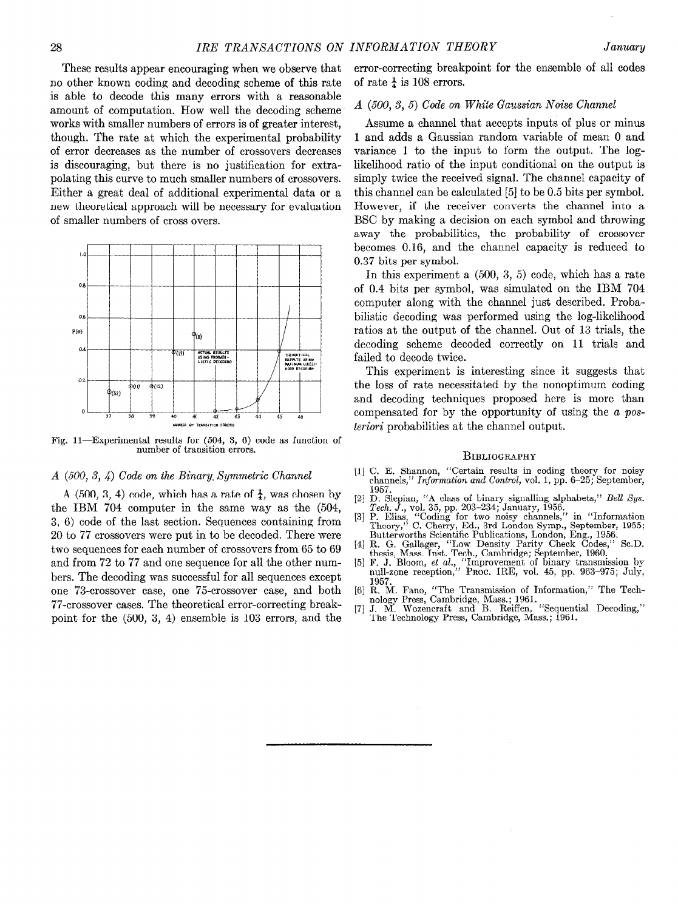These results appear encouraging when we observe that no other known coding and decoding scheme of this rate is able to decode this many errors with a reasonable amount of computation. How well the decoding scheme works with smaller numbers of errors is of greater interest, though. The rate at which the experimental probability of error decreases as the number of crossovers decreases is discouraging, but there is no justification for extrapolating this curve to much smaller numbers of crossovers. Either a great deal of additional experimental data or a new theoretical approach will be necessary for evaluation of smaller numbers of cross overs.

1.0
0.8
0.6
P(e)
0.4
0.2
0
37 38 39 40 41 42 43 44 45 46
NUMBER OF TRANSITION ERRORS
(57) (11) (12) (13) (8)
ACTUAL RESULTS USING PROBABILISTIC DECODING
THEORETICAL RESULTS USING MAXIMUM LIKELIHOOD DECODING

Fig. 11—Experimental results for (504, 3, 6) code as function of number of transition errors.

### A (500, 3, 4) Code on the Binary Symmetric Channel

A (500, 3, 4) code, which has a rate of $\frac{1}{4}$, was chosen by the IBM 704 computer in the same way as the (504, 3, 6) code of the last section. Sequences containing from 20 to 77 crossovers were put in to be decoded. There were two sequences for each number of crossovers from 65 to 69 and from 72 to 77 and one sequence for all the other numbers. The decoding was successful for all sequences except one 73-crossover case, one 75-crossover case, and both 77-crossover cases. The theoretical error-correcting breakpoint for the (500, 3, 4) ensemble is 103 errors, and the error-correcting breakpoint for the ensemble of all codes of rate $\frac{1}{4}$ is 108 errors.

### A (500, 3, 5) Code on White Gaussian Noise Channel

Assume a channel that accepts inputs of plus or minus 1 and adds a Gaussian random variable of mean 0 and variance 1 to the input to form the output. The log-likelihood ratio of the input conditional on the output is simply twice the received signal. The channel capacity of this channel can be calculated [5] to be 0.5 bits per symbol. However, if the receiver converts the channel into a BSC by making a decision on each symbol and throwing away the probabilities, the probability of crossover becomes 0.16, and the channel capacity is reduced to 0.37 bits per symbol.

In this experiment a (500, 3, 5) code, which has a rate of 0.4 bits per symbol, was simulated on the IBM 704 computer along with the channel just described. Probabilistic decoding was performed using the log-likelihood ratios at the output of the channel. Out of 13 trials, the decoding scheme decoded correctly on 11 trials and failed to decode twice.

This experiment is interesting since it suggests that the loss of rate necessitated by the nonoptimum coding and decoding techniques proposed here is more than compensated for by the opportunity of using the *a posteriori* probabilities at the channel output.

## Bibliography

[1] C. E. Shannon, "Certain results in coding theory for noisy channels," *Information and Control*, vol. 1, pp. 6–25; September, 1957.
[2] D. Slepian, "A class of binary signalling alphabets," *Bell Sys. Tech. J.*, vol. 35, pp. 203–234; January, 1956.
[3] P. Elias, "Coding for two noisy channels," in "Information Theory," C. Cherry, Ed., 3rd London Symp., September, 1955; Butterworths Scientific Publications, London, Eng., 1956.
[4] R. G. Gallager, "Low Density Parity Check Codes," Sc.D. thesis, Mass. Inst. Tech., Cambridge; September, 1960.
[5] F. J. Bloom, *et al.*, "Improvement of binary transmission by null-zone reception," PROC. IRE, vol. 45, pp. 963–975; July, 1957.
[6] R. M. Fano, "The Transmission of Information," The Technology Press, Cambridge, Mass.; 1961.
[7] J. M. Wozencraft and B. Reiffen, "Sequential Decoding," The Technology Press, Cambridge, Mass.; 1961.